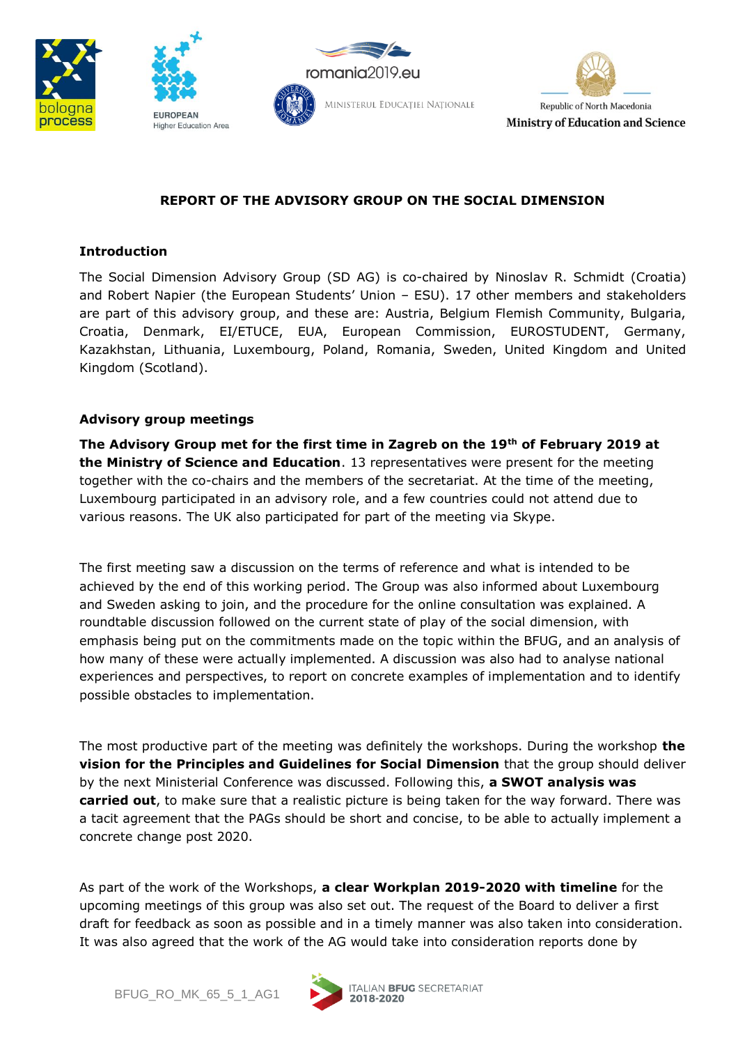# REPORT OF THE ADVISORY GROUP ON THE SOCIAL DIMENSION

## Introduction

The Social Dimension Advisory Group (SD AG) is co-chaired by Ninoslav R. Schmidt (Croatia) and Robert Napier (the European Students' Union – ESU). 17 other members and stakeholders are part of this advisory group, and these are: Austria, Belgium Flemish Community, Bulgaria, Croatia, Denmark, EI/ETUCE, EUA, European Commission, EUROSTUDENT, Germany, Kazakhstan, Lithuania, Luxembourg, Poland, Romania, Sweden, United Kingdom and United Kingdom (Scotland).

## Advisory group meetings

**The Advisory Group met for the first time in Zagreb on the 19th of February 2019 at the Ministry of Science and Education**. 13 representatives were present for the meeting together with the co-chairs and the members of the secretariat. At the time of the meeting, Luxembourg participated in an advisory role, and a few countries could not attend due to various reasons. The UK also participated for part of the meeting via Skype.

The first meeting saw a discussion on the terms of reference and what is intended to be achieved by the end of this working period. The Group was also informed about Luxembourg and Sweden asking to join, and the procedure for the online consultation was explained. A roundtable discussion followed on the current state of play of the social dimension, with emphasis being put on the commitments made on the topic within the BFUG, and an analysis of how many of these were actually implemented. A discussion was also had to analyse national experiences and perspectives, to report on concrete examples of implementation and to identify possible obstacles to implementation.

The most productive part of the meeting was definitely the workshops. During the workshop **the vision for the Principles and Guidelines for Social Dimension** that the group should deliver by the next Ministerial Conference was discussed. Following this, **a SWOT analysis was carried out**, to make sure that a realistic picture is being taken for the way forward. There was a tacit agreement that the PAGs should be short and concise, to be able to actually implement a concrete change post 2020.

As part of the work of the Workshops, **a clear Workplan 2019-2020 with timeline** for the upcoming meetings of this group was also set out. The request of the Board to deliver a first draft for feedback as soon as possible and in a timely manner was also taken into consideration. It was also agreed that the work of the AG would take into consideration reports done by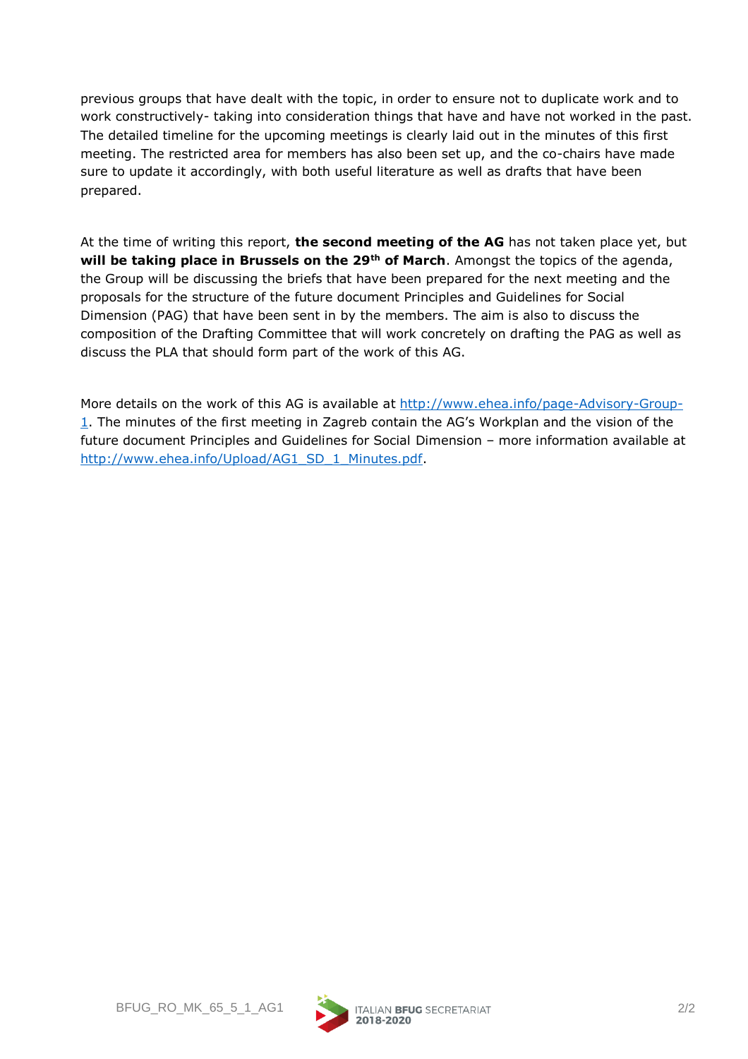previous groups that have dealt with the topic, in order to ensure not to duplicate work and to work constructively- taking into consideration things that have and have not worked in the past. The detailed timeline for the upcoming meetings is clearly laid out in the minutes of this first meeting. The restricted area for members has also been set up, and the co-chairs have made sure to update it accordingly, with both useful literature as well as drafts that have been prepared.

At the time of writing this report, **the second meeting of the AG** has not taken place yet, but **will be taking place in Brussels on the 29th of March**. Amongst the topics of the agenda, the Group will be discussing the briefs that have been prepared for the next meeting and the proposals for the structure of the future document Principles and Guidelines for Social Dimension (PAG) that have been sent in by the members. The aim is also to discuss the composition of the Drafting Committee that will work concretely on drafting the PAG as well as discuss the PLA that should form part of the work of this AG.

More details on the work of this AG is available at [http://www.ehea.info/page-Advisory-Group-1](http://www.ehea.info/page-Advisory-Group-1). The minutes of the first meeting in Zagreb contain the AG's Workplan and the vision of the future document Principles and Guidelines for Social Dimension – more information available at [http://www.ehea.info/Upload/AG1_SD_1_Minutes.pdf](http://www.ehea.info/Upload/AG1_SD_1_Minutes.pdf).